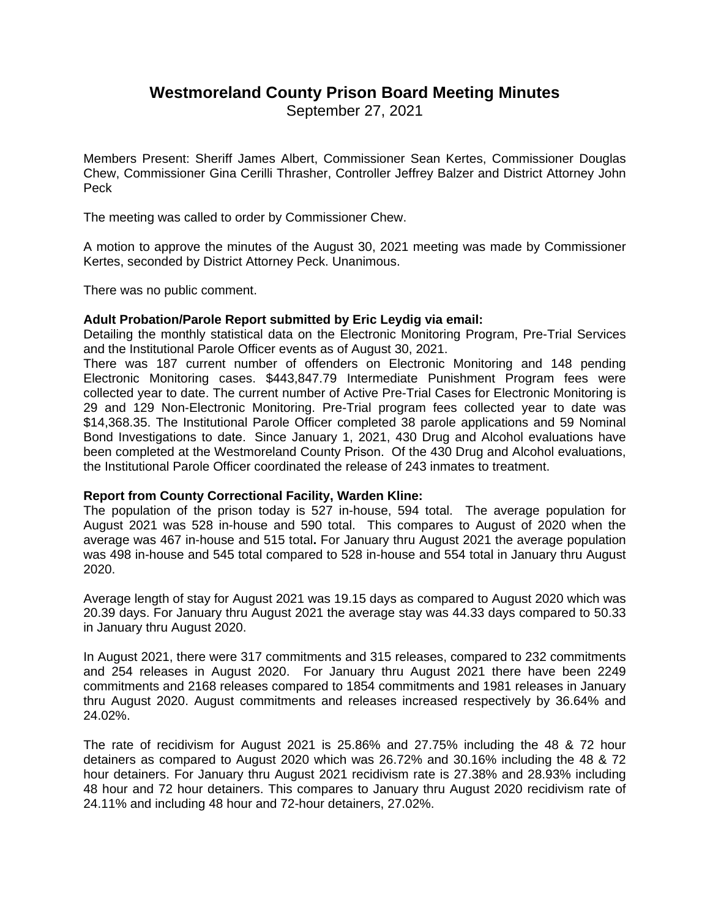# Westmoreland County Prison Board Meeting Minutes

September 27, 2021

Members Present: Sheriff James Albert, Commissioner Sean Kertes, Commissioner Douglas Chew, Commissioner Gina Cerilli Thrasher, Controller Jeffrey Balzer and District Attorney John Peck

The meeting was called to order by Commissioner Chew.

A motion to approve the minutes of the August 30, 2021 meeting was made by Commissioner Kertes, seconded by District Attorney Peck. Unanimous.

There was no public comment.

**Adult Probation/Parole Report submitted by Eric Leydig via email:**
Detailing the monthly statistical data on the Electronic Monitoring Program, Pre-Trial Services and the Institutional Parole Officer events as of August 30, 2021.
There was 187 current number of offenders on Electronic Monitoring and 148 pending Electronic Monitoring cases. $443,847.79 Intermediate Punishment Program fees were collected year to date. The current number of Active Pre-Trial Cases for Electronic Monitoring is 29 and 129 Non-Electronic Monitoring. Pre-Trial program fees collected year to date was $14,368.35. The Institutional Parole Officer completed 38 parole applications and 59 Nominal Bond Investigations to date. Since January 1, 2021, 430 Drug and Alcohol evaluations have been completed at the Westmoreland County Prison. Of the 430 Drug and Alcohol evaluations, the Institutional Parole Officer coordinated the release of 243 inmates to treatment.

**Report from County Correctional Facility, Warden Kline:**
The population of the prison today is 527 in-house, 594 total. The average population for August 2021 was 528 in-house and 590 total. This compares to August of 2020 when the average was 467 in-house and 515 total**.** For January thru August 2021 the average population was 498 in-house and 545 total compared to 528 in-house and 554 total in January thru August 2020.

Average length of stay for August 2021 was 19.15 days as compared to August 2020 which was 20.39 days. For January thru August 2021 the average stay was 44.33 days compared to 50.33 in January thru August 2020.

In August 2021, there were 317 commitments and 315 releases, compared to 232 commitments and 254 releases in August 2020. For January thru August 2021 there have been 2249 commitments and 2168 releases compared to 1854 commitments and 1981 releases in January thru August 2020. August commitments and releases increased respectively by 36.64% and 24.02%.

The rate of recidivism for August 2021 is 25.86% and 27.75% including the 48 & 72 hour detainers as compared to August 2020 which was 26.72% and 30.16% including the 48 & 72 hour detainers. For January thru August 2021 recidivism rate is 27.38% and 28.93% including 48 hour and 72 hour detainers. This compares to January thru August 2020 recidivism rate of 24.11% and including 48 hour and 72-hour detainers, 27.02%.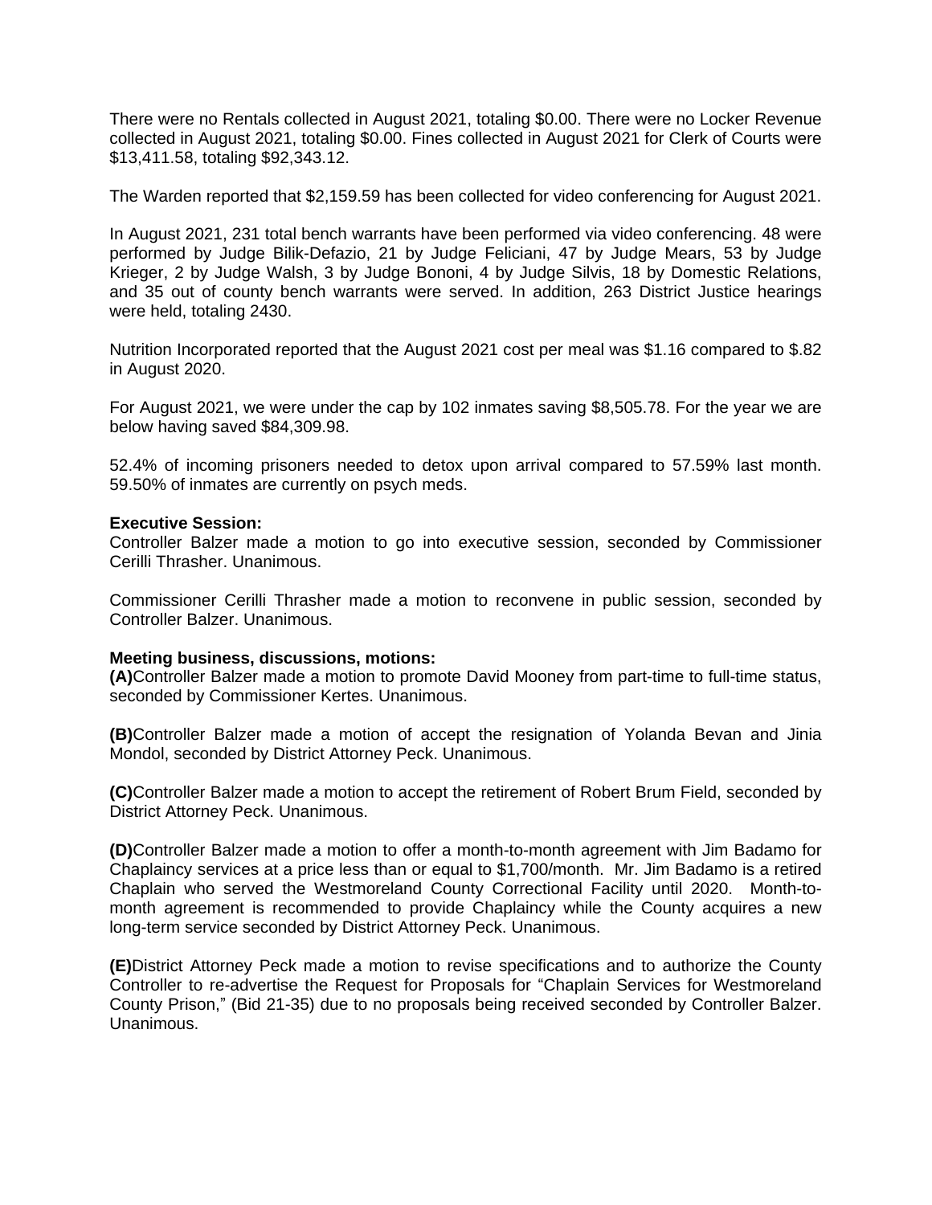There were no Rentals collected in August 2021, totaling $0.00. There were no Locker Revenue collected in August 2021, totaling $0.00. Fines collected in August 2021 for Clerk of Courts were $13,411.58, totaling $92,343.12.

The Warden reported that $2,159.59 has been collected for video conferencing for August 2021.

In August 2021, 231 total bench warrants have been performed via video conferencing. 48 were performed by Judge Bilik-Defazio, 21 by Judge Feliciani, 47 by Judge Mears, 53 by Judge Krieger, 2 by Judge Walsh, 3 by Judge Bononi, 4 by Judge Silvis, 18 by Domestic Relations, and 35 out of county bench warrants were served. In addition, 263 District Justice hearings were held, totaling 2430.

Nutrition Incorporated reported that the August 2021 cost per meal was $1.16 compared to $.82 in August 2020.

For August 2021, we were under the cap by 102 inmates saving $8,505.78. For the year we are below having saved $84,309.98.

52.4% of incoming prisoners needed to detox upon arrival compared to 57.59% last month. 59.50% of inmates are currently on psych meds.

**Executive Session:**
Controller Balzer made a motion to go into executive session, seconded by Commissioner Cerilli Thrasher. Unanimous.

Commissioner Cerilli Thrasher made a motion to reconvene in public session, seconded by Controller Balzer. Unanimous.

**Meeting business, discussions, motions:**
**(A)**Controller Balzer made a motion to promote David Mooney from part-time to full-time status, seconded by Commissioner Kertes. Unanimous.

**(B)**Controller Balzer made a motion of accept the resignation of Yolanda Bevan and Jinia Mondol, seconded by District Attorney Peck. Unanimous.

**(C)**Controller Balzer made a motion to accept the retirement of Robert Brum Field, seconded by District Attorney Peck. Unanimous.

**(D)**Controller Balzer made a motion to offer a month-to-month agreement with Jim Badamo for Chaplaincy services at a price less than or equal to $1,700/month. Mr. Jim Badamo is a retired Chaplain who served the Westmoreland County Correctional Facility until 2020. Month-to-month agreement is recommended to provide Chaplaincy while the County acquires a new long-term service seconded by District Attorney Peck. Unanimous.

**(E)**District Attorney Peck made a motion to revise specifications and to authorize the County Controller to re-advertise the Request for Proposals for "Chaplain Services for Westmoreland County Prison," (Bid 21-35) due to no proposals being received seconded by Controller Balzer. Unanimous.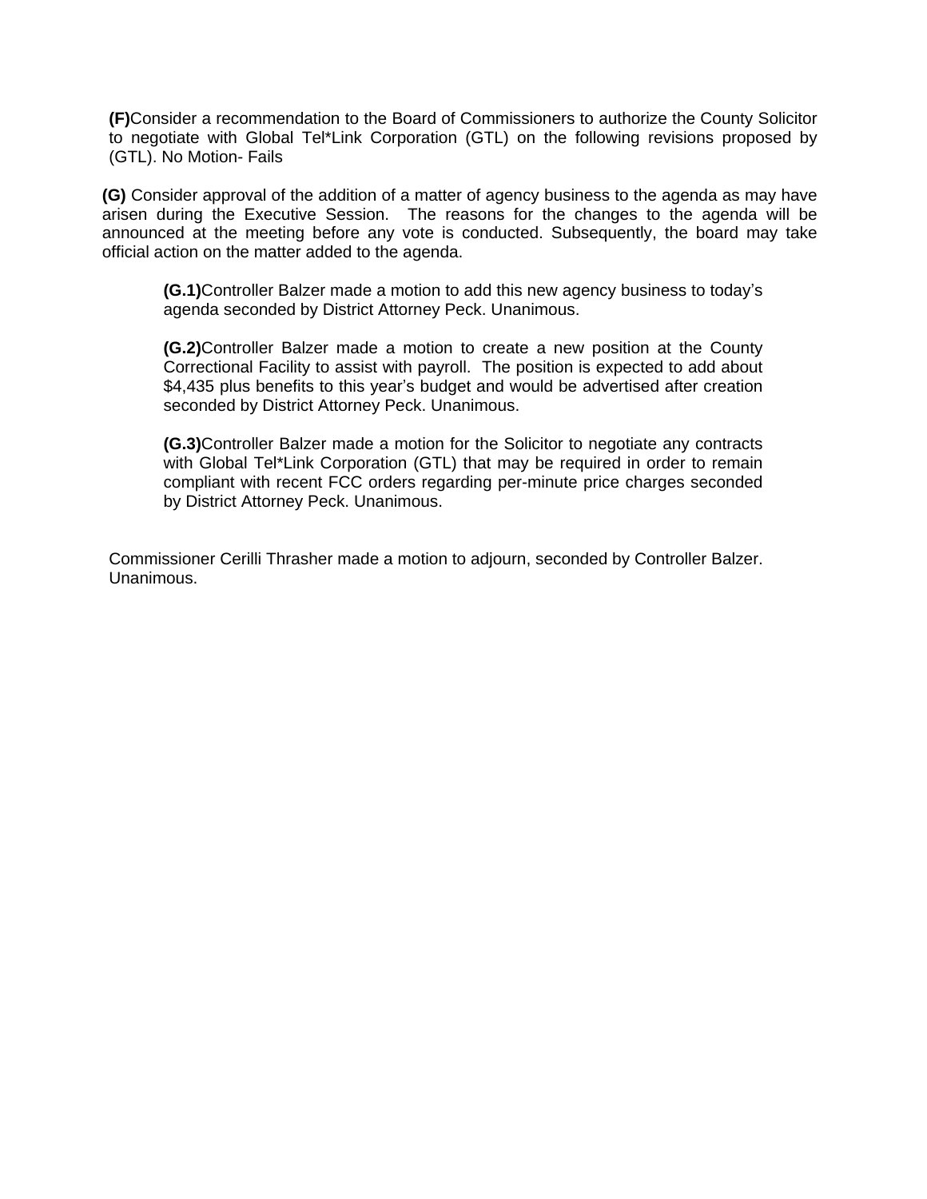**(F)**Consider a recommendation to the Board of Commissioners to authorize the County Solicitor to negotiate with Global Tel*Link Corporation (GTL) on the following revisions proposed by (GTL). No Motion- Fails

**(G)** Consider approval of the addition of a matter of agency business to the agenda as may have arisen during the Executive Session. The reasons for the changes to the agenda will be announced at the meeting before any vote is conducted. Subsequently, the board may take official action on the matter added to the agenda.

> **(G.1)**Controller Balzer made a motion to add this new agency business to today's agenda seconded by District Attorney Peck. Unanimous.
>
> **(G.2)**Controller Balzer made a motion to create a new position at the County Correctional Facility to assist with payroll. The position is expected to add about $4,435 plus benefits to this year's budget and would be advertised after creation seconded by District Attorney Peck. Unanimous.
>
> **(G.3)**Controller Balzer made a motion for the Solicitor to negotiate any contracts with Global Tel*Link Corporation (GTL) that may be required in order to remain compliant with recent FCC orders regarding per-minute price charges seconded by District Attorney Peck. Unanimous.

Commissioner Cerilli Thrasher made a motion to adjourn, seconded by Controller Balzer. Unanimous.